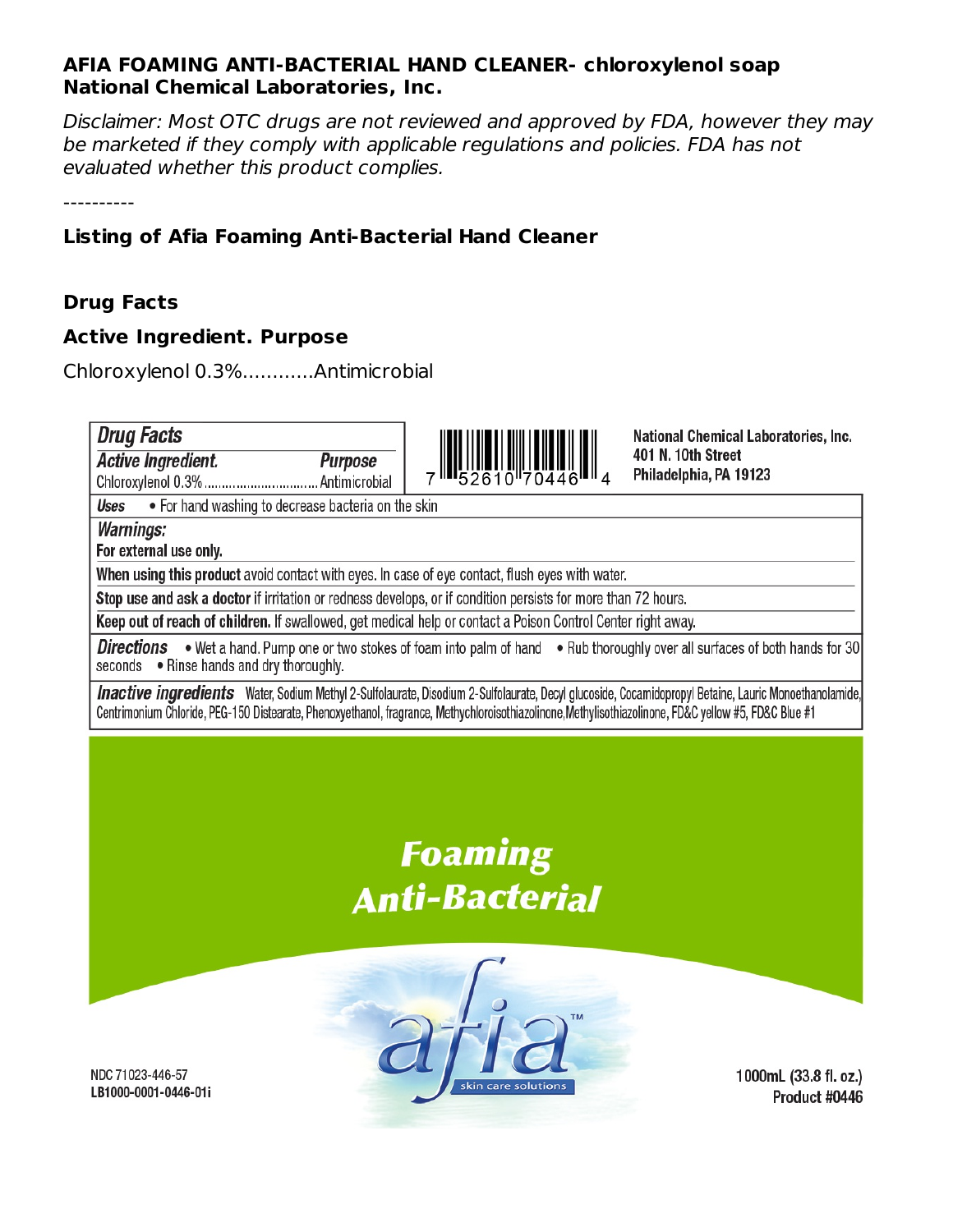**AFIA FOAMING ANTI-BACTERIAL HAND CLEANER- chloroxylenol soap**
**National Chemical Laboratories, Inc.**

*Disclaimer: Most OTC drugs are not reviewed and approved by FDA, however they may be marketed if they comply with applicable regulations and policies. FDA has not evaluated whether this product complies.*

----------

### Listing of Afia Foaming Anti-Bacterial Hand Cleaner

### Drug Facts

### Active Ingredient. Purpose

Chloroxylenol 0.3%............Antimicrobial

**Drug Facts**

| Active Ingredient. | Purpose |
| --- | --- |
| Chloroxylenol 0.3% | Antimicrobial |

7 52610 70446 4

National Chemical Laboratories, Inc.
401 N. 10th Street
Philadelphia, PA 19123

**Uses** • For hand washing to decrease bacteria on the skin

**Warnings:**
**For external use only.**

**When using this product** avoid contact with eyes. In case of eye contact, flush eyes with water.

**Stop use and ask a doctor** if irritation or redness develops, or if condition persists for more than 72 hours.

**Keep out of reach of children.** If swallowed, get medical help or contact a Poison Control Center right away.

**Directions** • Wet a hand. Pump one or two stokes of foam into palm of hand • Rub thoroughly over all surfaces of both hands for 30 seconds • Rinse hands and dry thoroughly.

**Inactive ingredients** Water, Sodium Methyl 2-Sulfolaurate, Disodium 2-Sulfolaurate, Decyl glucoside, Cocamidopropyl Betaine, Lauric Monoethanolamide, Centrimonium Chloride, PEG-150 Distearate, Phenoxyethanol, fragrance, Methylchloroisothiazolinone,Methylisothiazolinone, FD&C yellow #5, FD&C Blue #1

**Foaming Anti-Bacterial**

afia™
skin care solutions

NDC 71023-446-57
LB1000-0001-0446-01i

1000mL (33.8 fl. oz.)
Product #0446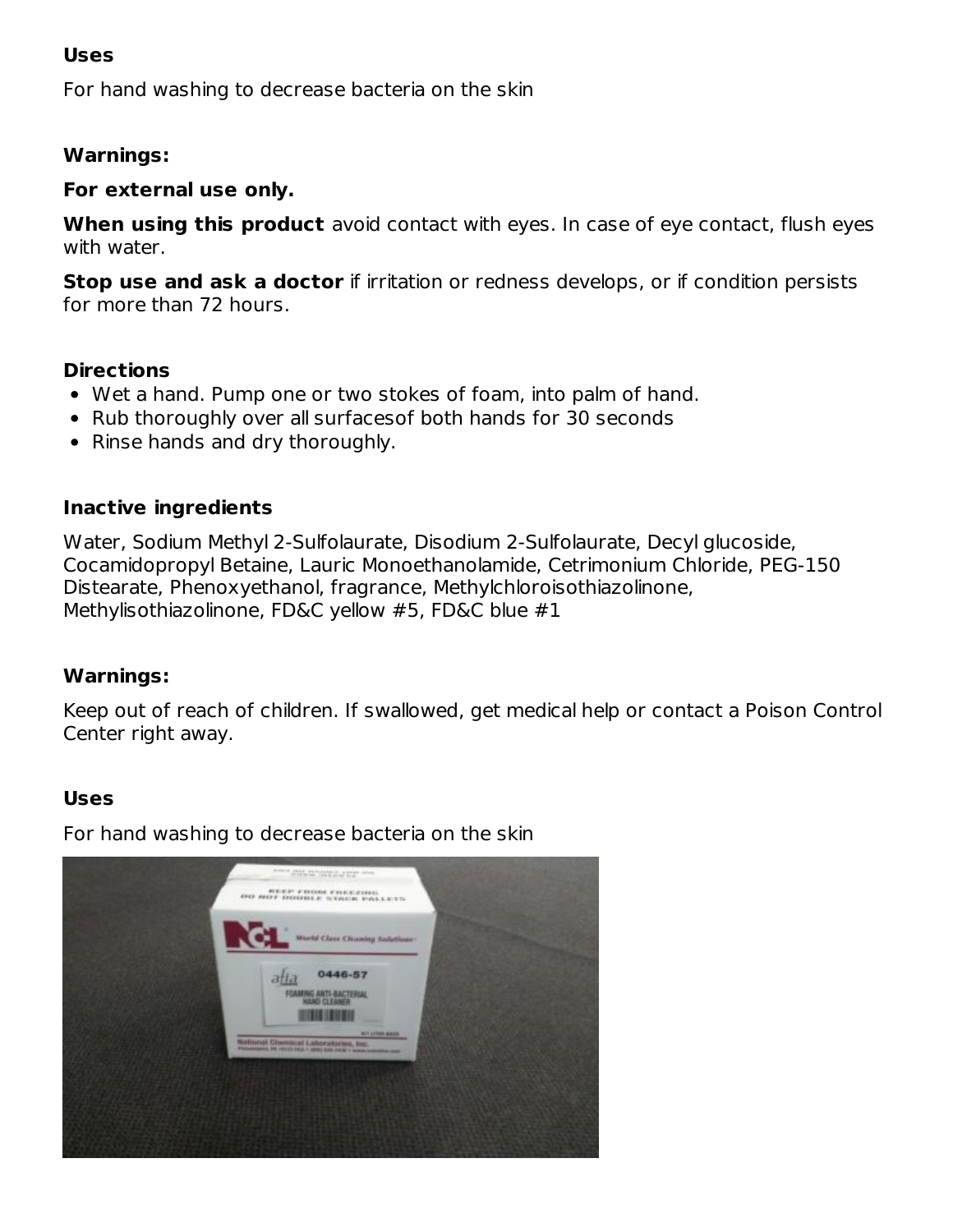**Uses**

For hand washing to decrease bacteria on the skin

**Warnings:**

**For external use only.**

**When using this product** avoid contact with eyes. In case of eye contact, flush eyes with water.

**Stop use and ask a doctor** if irritation or redness develops, or if condition persists for more than 72 hours.

**Directions**

- Wet a hand. Pump one or two stokes of foam, into palm of hand.
- Rub thoroughly over all surfacesof both hands for 30 seconds
- Rinse hands and dry thoroughly.

**Inactive ingredients**

Water, Sodium Methyl 2-Sulfolaurate, Disodium 2-Sulfolaurate, Decyl glucoside, Cocamidopropyl Betaine, Lauric Monoethanolamide, Cetrimonium Chloride, PEG-150 Distearate, Phenoxyethanol, fragrance, Methylchloroisothiazolinone, Methylisothiazolinone, FD&C yellow #5, FD&C blue #1

**Warnings:**

Keep out of reach of children. If swallowed, get medical help or contact a Poison Control Center right away.

**Uses**

For hand washing to decrease bacteria on the skin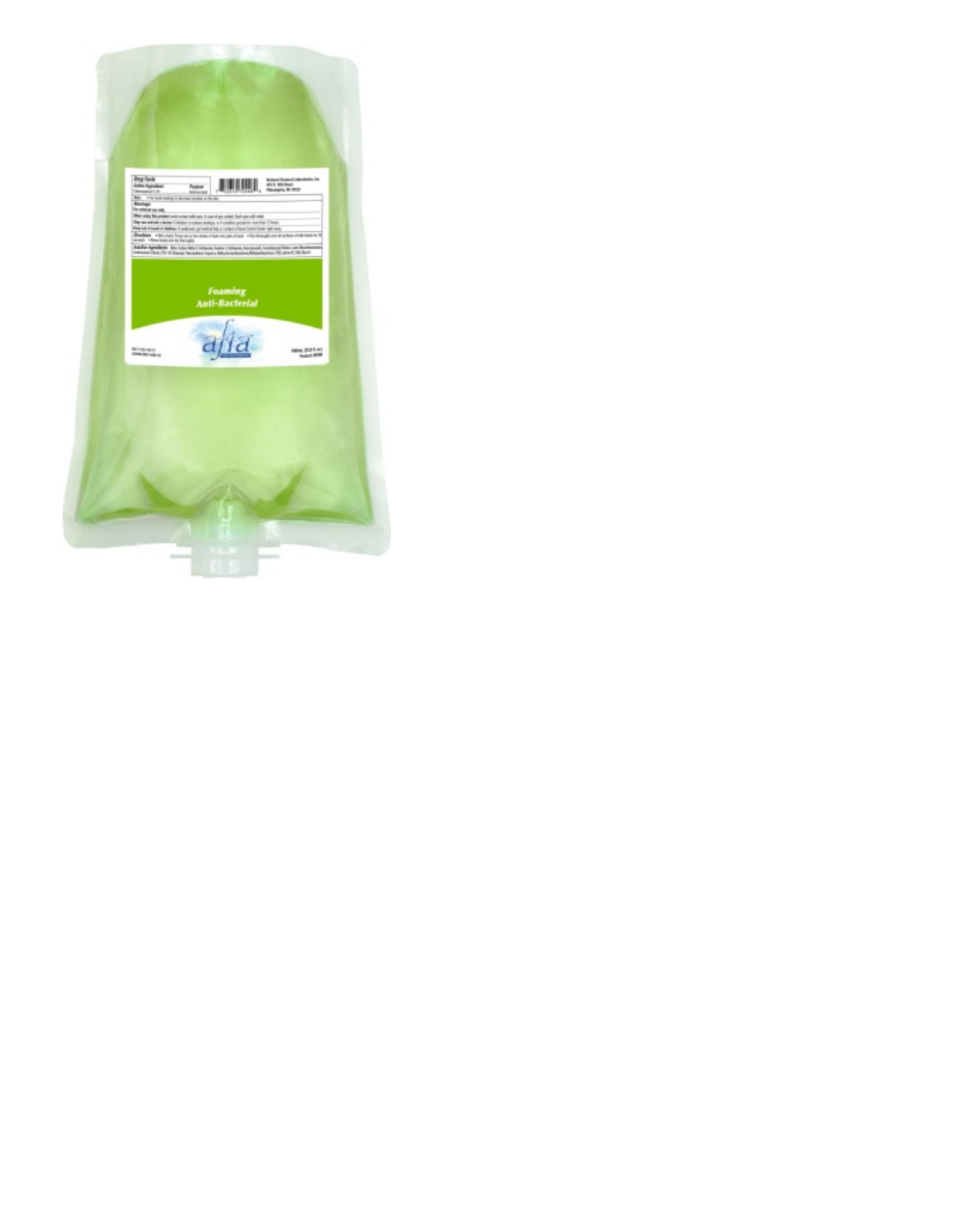**Drug Facts**

**Active Ingredient** | **Purpose**

**Uses**

**Warnings**

For external use only.

**Directions**

**Inactive Ingredients**

**Foaming**

**Anti-Bacterial**

afia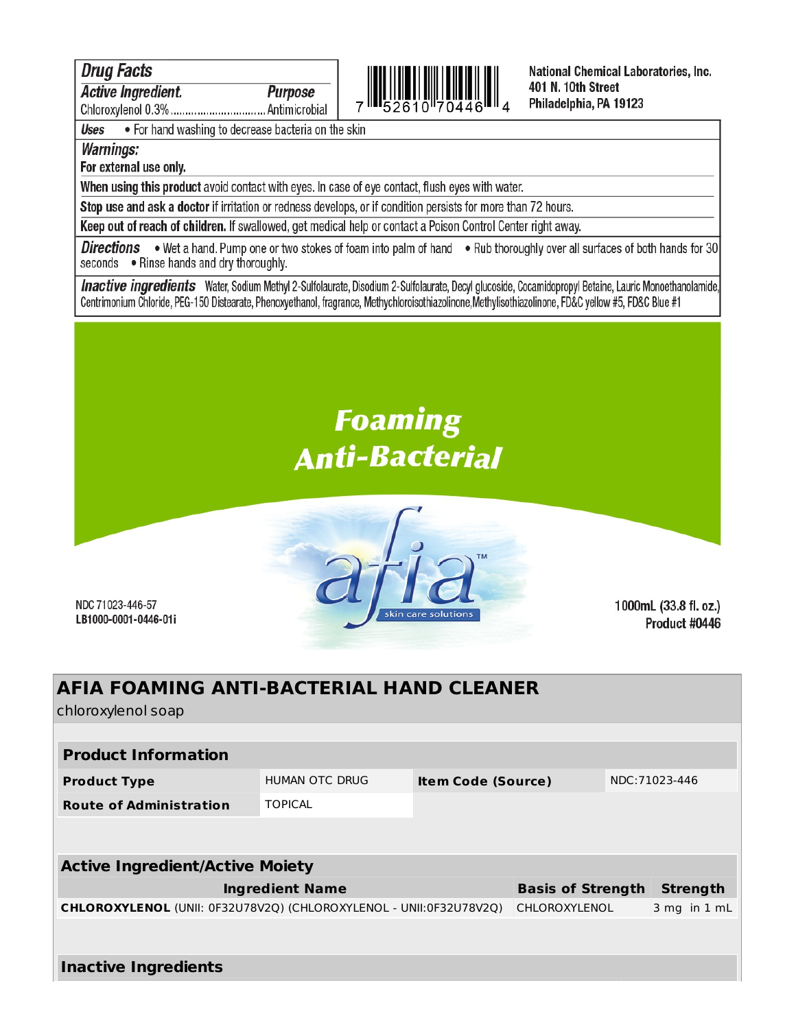## Drug Facts

| Active Ingredient | Purpose |
|---|---|
| Chloroxylenol 0.3% | Antimicrobial |

7 52610 70446 4

National Chemical Laboratories, Inc.
401 N. 10th Street
Philadelphia, PA 19123

**Uses** • For hand washing to decrease bacteria on the skin

**Warnings:**

**For external use only.**

**When using this product** avoid contact with eyes. In case of eye contact, flush eyes with water.

**Stop use and ask a doctor** if irritation or redness develops, or if condition persists for more than 72 hours.

**Keep out of reach of children.** If swallowed, get medical help or contact a Poison Control Center right away.

**Directions** • Wet a hand. Pump one or two stokes of foam into palm of hand • Rub thoroughly over all surfaces of both hands for 30 seconds • Rinse hands and dry thoroughly.

**Inactive ingredients** Water, Sodium Methyl 2-Sulfolaurate, Disodium 2-Sulfolaurate, Decyl glucoside, Cocamidopropyl Betaine, Lauric Monoethanolamide, Centrimonium Chloride, PEG-150 Distearate, Phenoxyethanol, fragrance, Methychloroisothiazolinone,Methylisothiazolinone, FD&C yellow #5, FD&C Blue #1

**Foaming Anti-Bacterial**

afia™ skin care solutions

NDC 71023-446-57
LB1000-0001-0446-01i

1000mL (33.8 fl. oz.)
Product #0446

# AFIA FOAMING ANTI-BACTERIAL HAND CLEANER

chloroxylenol soap

| **Product Information** | | | |
|---|---|---|---|
| **Product Type** | HUMAN OTC DRUG | **Item Code (Source)** | NDC:71023-446 |
| **Route of Administration** | TOPICAL | | |

| **Active Ingredient/Active Moiety** | | |
|---|---|---|
| **Ingredient Name** | **Basis of Strength** | **Strength** |
| **CHLOROXYLENOL** (UNII: 0F32U78V2Q) (CHLOROXYLENOL - UNII:0F32U78V2Q) | CHLOROXYLENOL | 3 mg in 1 mL |

**Inactive Ingredients**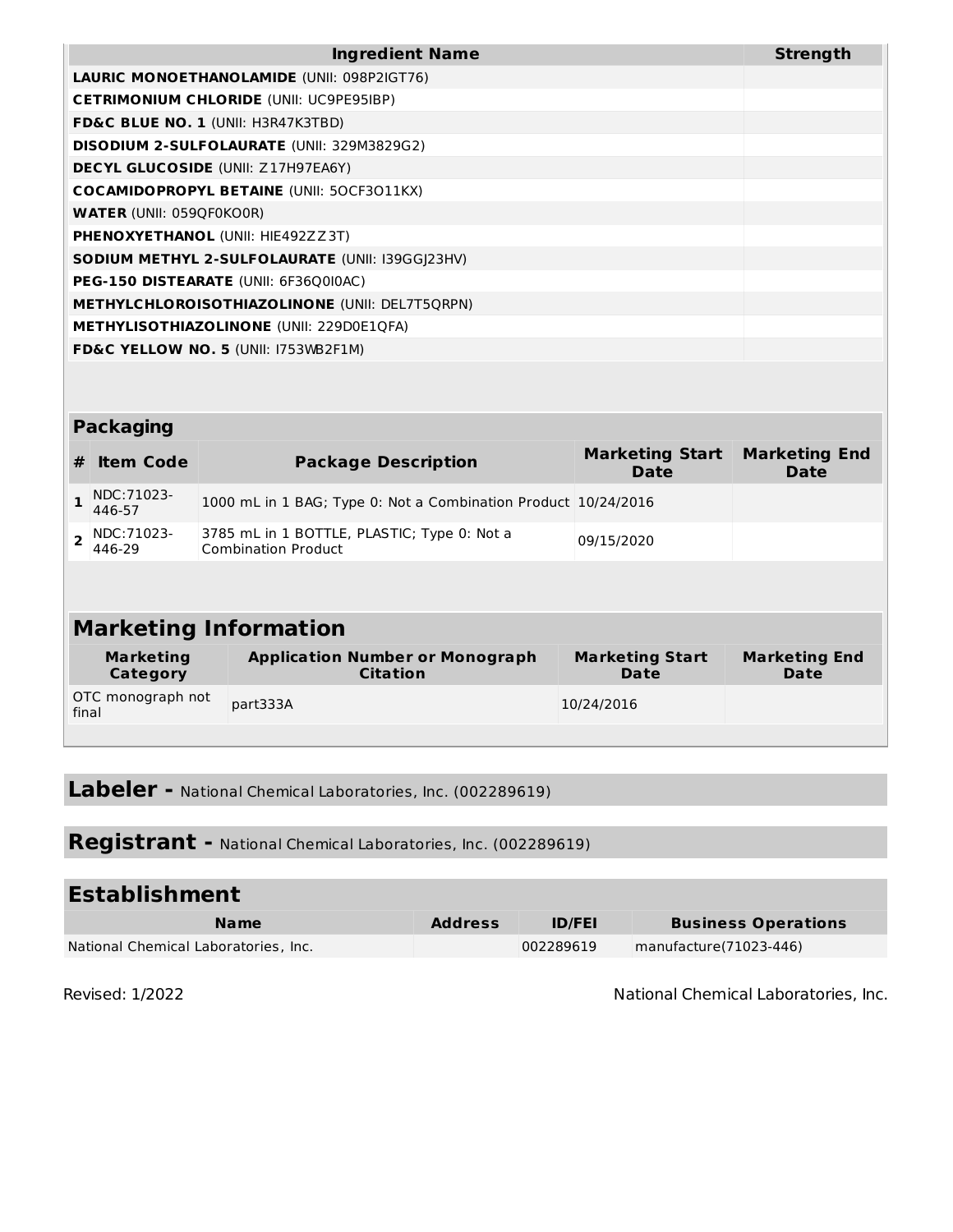| Ingredient Name | Strength |
|---|---|
| **LAURIC MONOETHANOLAMIDE** (UNII: 098P2IGT76) | |
| **CETRIMONIUM CHLORIDE** (UNII: UC9PE95IBP) | |
| **FD&C BLUE NO. 1** (UNII: H3R47K3TBD) | |
| **DISODIUM 2-SULFOLAURATE** (UNII: 329M3829G2) | |
| **DECYL GLUCOSIDE** (UNII: Z17H97EA6Y) | |
| **COCAMIDOPROPYL BETAINE** (UNII: 5OCF3O11KX) | |
| **WATER** (UNII: 059QF0KO0R) | |
| **PHENOXYETHANOL** (UNII: HIE492ZZ3T) | |
| **SODIUM METHYL 2-SULFOLAURATE** (UNII: I39GGJ23HV) | |
| **PEG-150 DISTEARATE** (UNII: 6F36Q0I0AC) | |
| **METHYLCHLOROISOTHIAZOLINONE** (UNII: DEL7T5QRPN) | |
| **METHYLISOTHIAZOLINONE** (UNII: 229D0E1QFA) | |
| **FD&C YELLOW NO. 5** (UNII: I753WB2F1M) | |

## Packaging

| # | Item Code | Package Description | Marketing Start Date | Marketing End Date |
|---|---|---|---|---|
| 1 | NDC:71023-446-57 | 1000 mL in 1 BAG; Type 0: Not a Combination Product | 10/24/2016 | |
| 2 | NDC:71023-446-29 | 3785 mL in 1 BOTTLE, PLASTIC; Type 0: Not a Combination Product | 09/15/2020 | |

## Marketing Information

| Marketing Category | Application Number or Monograph Citation | Marketing Start Date | Marketing End Date |
|---|---|---|---|
| OTC monograph not final | part333A | 10/24/2016 | |

## Labeler - National Chemical Laboratories, Inc. (002289619)

## Registrant - National Chemical Laboratories, Inc. (002289619)

## Establishment

| Name | Address | ID/FEI | Business Operations |
|---|---|---|---|
| National Chemical Laboratories, Inc. | | 002289619 | manufacture(71023-446) |

Revised: 1/2022

National Chemical Laboratories, Inc.